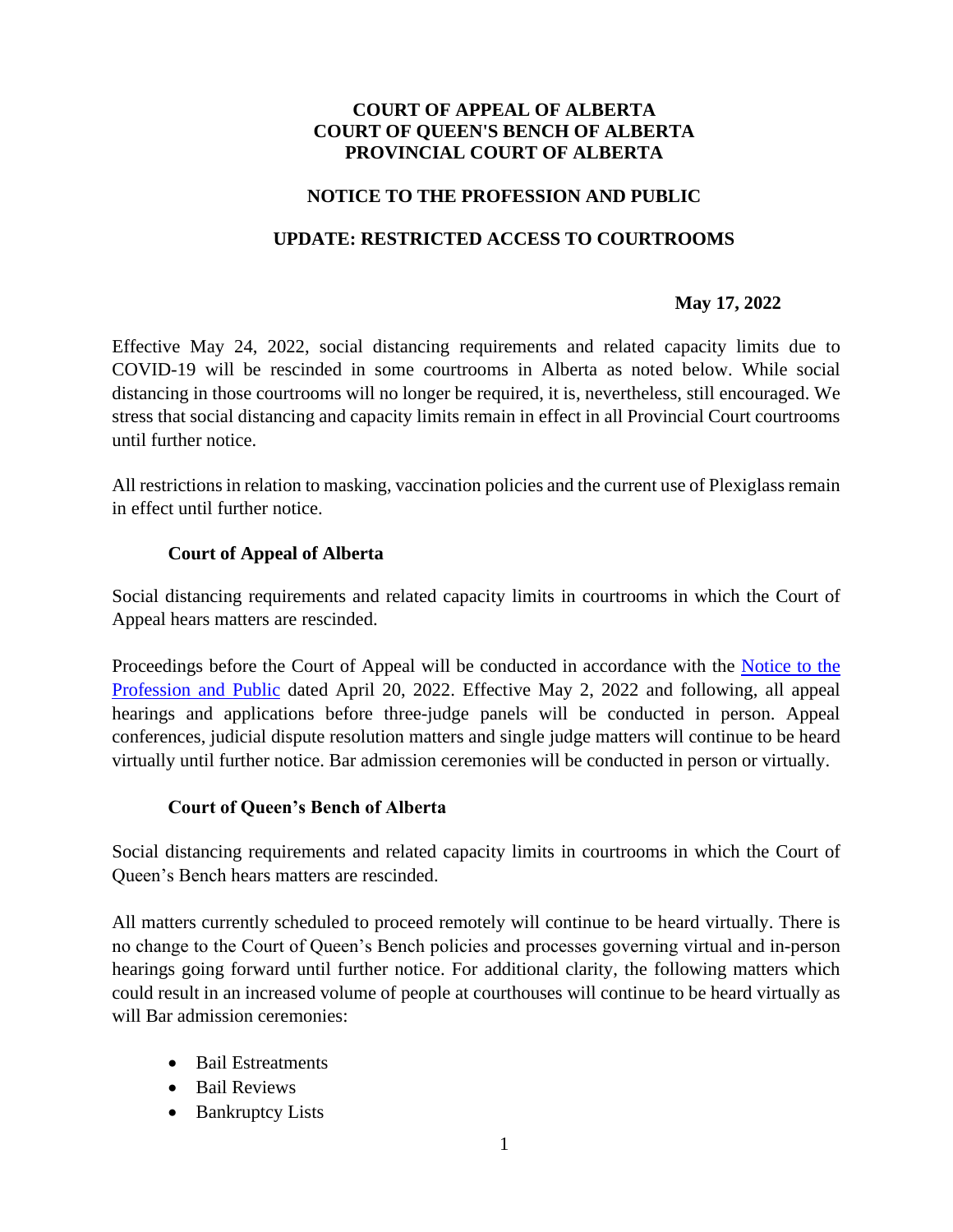**COURT OF APPEAL OF ALBERTA**
**COURT OF QUEEN'S BENCH OF ALBERTA**
**PROVINCIAL COURT OF ALBERTA**

# NOTICE TO THE PROFESSION AND PUBLIC

## UPDATE: RESTRICTED ACCESS TO COURTROOMS

**May 17, 2022**

Effective May 24, 2022, social distancing requirements and related capacity limits due to COVID-19 will be rescinded in some courtrooms in Alberta as noted below. While social distancing in those courtrooms will no longer be required, it is, nevertheless, still encouraged. We stress that social distancing and capacity limits remain in effect in all Provincial Court courtrooms until further notice.

All restrictions in relation to masking, vaccination policies and the current use of Plexiglass remain in effect until further notice.

### Court of Appeal of Alberta

Social distancing requirements and related capacity limits in courtrooms in which the Court of Appeal hears matters are rescinded.

Proceedings before the Court of Appeal will be conducted in accordance with the Notice to the Profession and Public dated April 20, 2022. Effective May 2, 2022 and following, all appeal hearings and applications before three-judge panels will be conducted in person. Appeal conferences, judicial dispute resolution matters and single judge matters will continue to be heard virtually until further notice. Bar admission ceremonies will be conducted in person or virtually.

### Court of Queen's Bench of Alberta

Social distancing requirements and related capacity limits in courtrooms in which the Court of Queen's Bench hears matters are rescinded.

All matters currently scheduled to proceed remotely will continue to be heard virtually. There is no change to the Court of Queen's Bench policies and processes governing virtual and in-person hearings going forward until further notice. For additional clarity, the following matters which could result in an increased volume of people at courthouses will continue to be heard virtually as will Bar admission ceremonies:

- Bail Estreatments
- Bail Reviews
- Bankruptcy Lists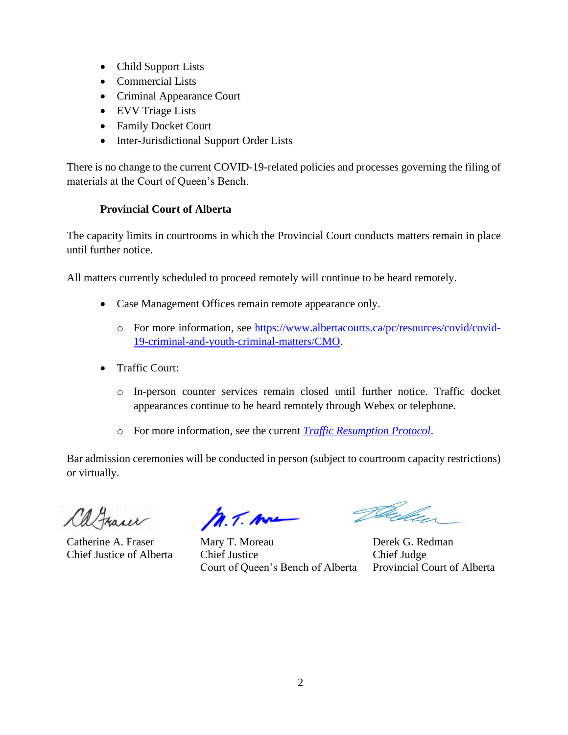- Child Support Lists
- Commercial Lists
- Criminal Appearance Court
- EVV Triage Lists
- Family Docket Court
- Inter-Jurisdictional Support Order Lists

There is no change to the current COVID-19-related policies and processes governing the filing of materials at the Court of Queen's Bench.

**Provincial Court of Alberta**

The capacity limits in courtrooms in which the Provincial Court conducts matters remain in place until further notice.

All matters currently scheduled to proceed remotely will continue to be heard remotely.

- Case Management Offices remain remote appearance only.
  - For more information, see https://www.albertacourts.ca/pc/resources/covid/covid-19-criminal-and-youth-criminal-matters/CMO.
- Traffic Court:
  - In-person counter services remain closed until further notice. Traffic docket appearances continue to be heard remotely through Webex or telephone.
  - For more information, see the current *Traffic Resumption Protocol*.

Bar admission ceremonies will be conducted in person (subject to courtroom capacity restrictions) or virtually.

Catherine A. Fraser
Chief Justice of Alberta

Mary T. Moreau
Chief Justice
Court of Queen's Bench of Alberta

Derek G. Redman
Chief Judge
Provincial Court of Alberta